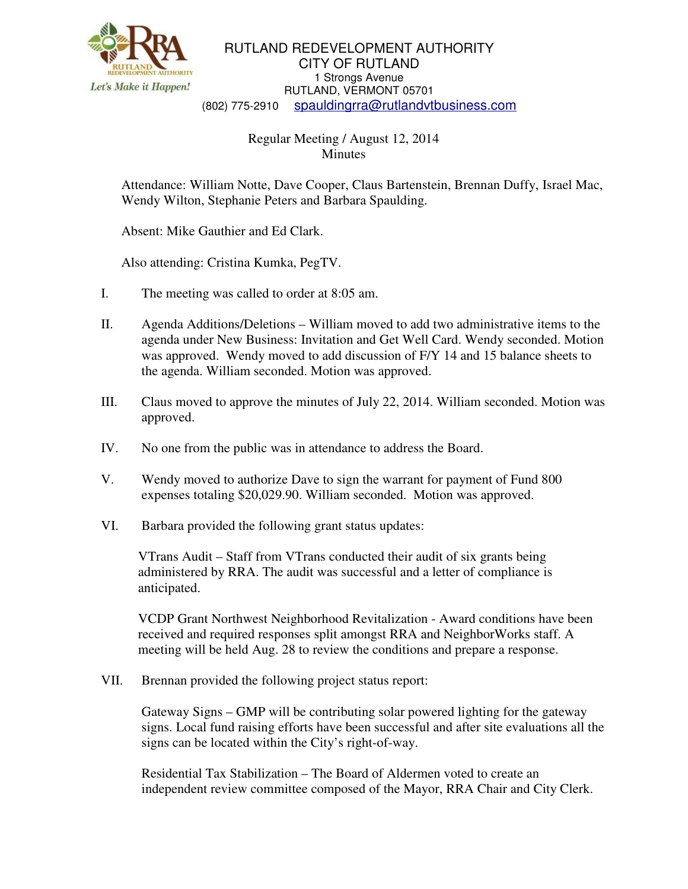RUTLAND REDEVELOPMENT AUTHORITY
CITY OF RUTLAND
1 Strongs Avenue
RUTLAND, VERMONT 05701
(802) 775-2910 spauldingrra@rutlandvtbusiness.com

Regular Meeting / August 12, 2014
Minutes

Attendance: William Notte, Dave Cooper, Claus Bartenstein, Brennan Duffy, Israel Mac, Wendy Wilton, Stephanie Peters and Barbara Spaulding.

Absent: Mike Gauthier and Ed Clark.

Also attending: Cristina Kumka, PegTV.

I. The meeting was called to order at 8:05 am.

II. Agenda Additions/Deletions – William moved to add two administrative items to the agenda under New Business: Invitation and Get Well Card. Wendy seconded. Motion was approved. Wendy moved to add discussion of F/Y 14 and 15 balance sheets to the agenda. William seconded. Motion was approved.

III. Claus moved to approve the minutes of July 22, 2014. William seconded. Motion was approved.

IV. No one from the public was in attendance to address the Board.

V. Wendy moved to authorize Dave to sign the warrant for payment of Fund 800 expenses totaling $20,029.90. William seconded. Motion was approved.

VI. Barbara provided the following grant status updates:

VTrans Audit – Staff from VTrans conducted their audit of six grants being administered by RRA. The audit was successful and a letter of compliance is anticipated.

VCDP Grant Northwest Neighborhood Revitalization - Award conditions have been received and required responses split amongst RRA and NeighborWorks staff. A meeting will be held Aug. 28 to review the conditions and prepare a response.

VII. Brennan provided the following project status report:

Gateway Signs – GMP will be contributing solar powered lighting for the gateway signs. Local fund raising efforts have been successful and after site evaluations all the signs can be located within the City's right-of-way.

Residential Tax Stabilization – The Board of Aldermen voted to create an independent review committee composed of the Mayor, RRA Chair and City Clerk.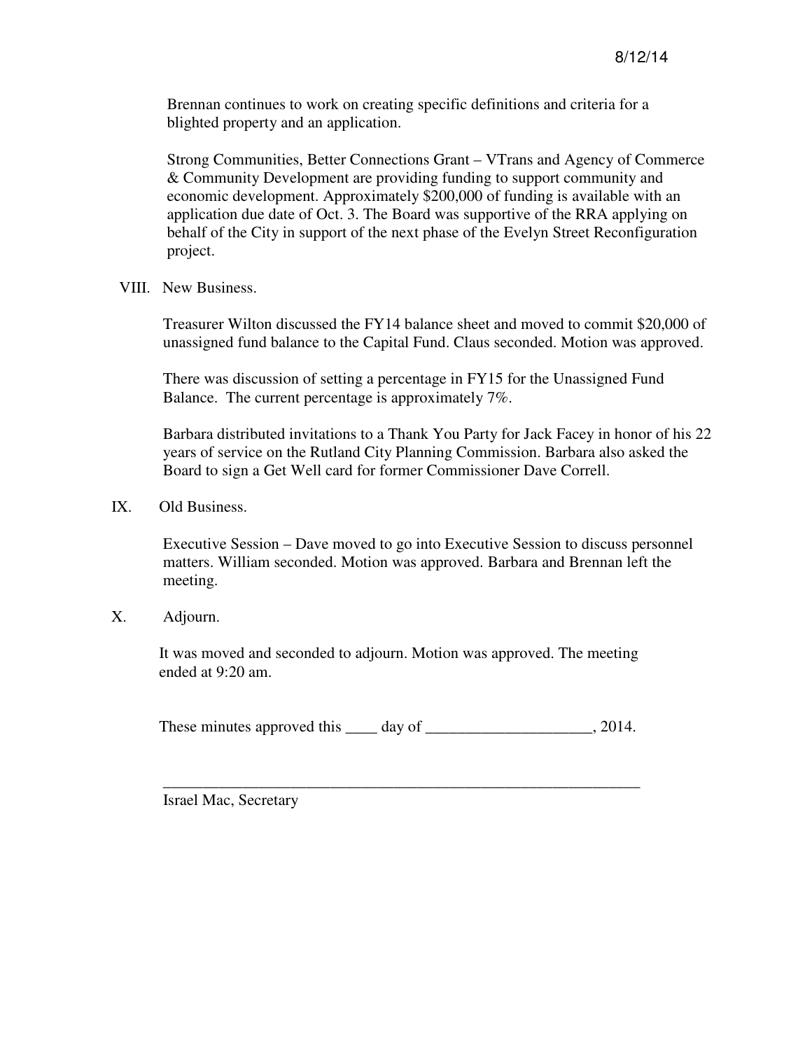Brennan continues to work on creating specific definitions and criteria for a blighted property and an application.

Strong Communities, Better Connections Grant – VTrans and Agency of Commerce & Community Development are providing funding to support community and economic development. Approximately $200,000 of funding is available with an application due date of Oct. 3. The Board was supportive of the RRA applying on behalf of the City in support of the next phase of the Evelyn Street Reconfiguration project.

VIII. New Business.

Treasurer Wilton discussed the FY14 balance sheet and moved to commit $20,000 of unassigned fund balance to the Capital Fund. Claus seconded. Motion was approved.

There was discussion of setting a percentage in FY15 for the Unassigned Fund Balance. The current percentage is approximately 7%.

Barbara distributed invitations to a Thank You Party for Jack Facey in honor of his 22 years of service on the Rutland City Planning Commission. Barbara also asked the Board to sign a Get Well card for former Commissioner Dave Correll.

IX. Old Business.

Executive Session – Dave moved to go into Executive Session to discuss personnel matters. William seconded. Motion was approved. Barbara and Brennan left the meeting.

X. Adjourn.

It was moved and seconded to adjourn. Motion was approved. The meeting ended at 9:20 am.

These minutes approved this ____ day of _____________________, 2014.

_______________________________________________________________

Israel Mac, Secretary